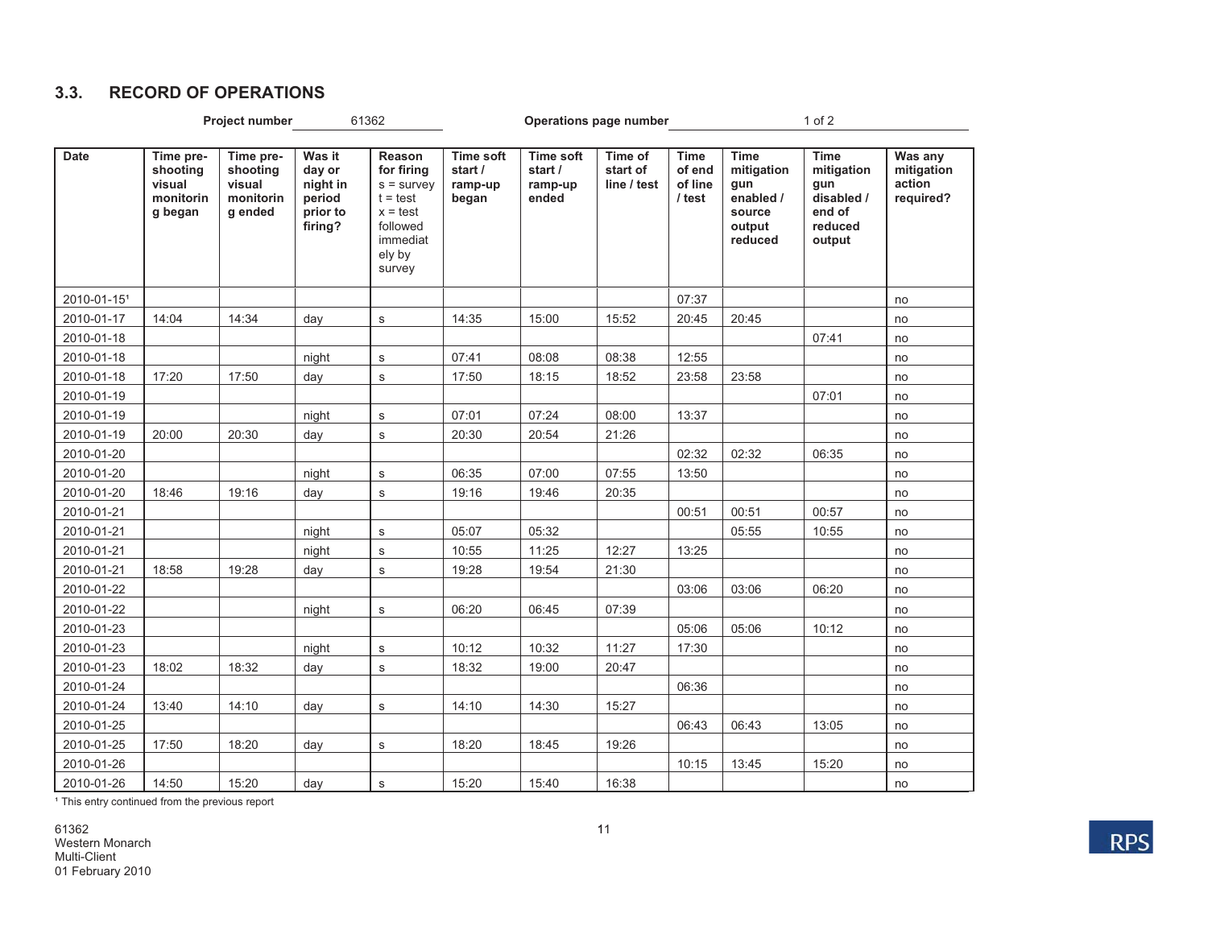## 3.3. RECORD OF OPERATIONS

**Project number** 61362 **Operations page number** 1 of 2

| Date | Time pre-shooting visual monitoring began | Time pre-shooting visual monitoring ended | Was it day or night in period prior to firing? | Reason for firing s = survey t = test x = test followed immediately by survey | Time soft start / ramp-up began | Time soft start / ramp-up ended | Time of start of line / test | Time of end of line / test | Time mitigation gun enabled / source output reduced | Time mitigation gun disabled / end of reduced output | Was any mitigation action required? |
|---|---|---|---|---|---|---|---|---|---|---|---|
| 2010-01-15[1] | | | | | | | | 07:37 | | | no |
| 2010-01-17 | 14:04 | 14:34 | day | s | 14:35 | 15:00 | 15:52 | 20:45 | 20:45 | | no |
| 2010-01-18 | | | | | | | | | | 07:41 | no |
| 2010-01-18 | | | night | s | 07:41 | 08:08 | 08:38 | 12:55 | | | no |
| 2010-01-18 | 17:20 | 17:50 | day | s | 17:50 | 18:15 | 18:52 | 23:58 | 23:58 | | no |
| 2010-01-19 | | | | | | | | | | 07:01 | no |
| 2010-01-19 | | | night | s | 07:01 | 07:24 | 08:00 | 13:37 | | | no |
| 2010-01-19 | 20:00 | 20:30 | day | s | 20:30 | 20:54 | 21:26 | | | | no |
| 2010-01-20 | | | | | | | | 02:32 | 02:32 | 06:35 | no |
| 2010-01-20 | | | night | s | 06:35 | 07:00 | 07:55 | 13:50 | | | no |
| 2010-01-20 | 18:46 | 19:16 | day | s | 19:16 | 19:46 | 20:35 | | | | no |
| 2010-01-21 | | | | | | | | 00:51 | 00:51 | 00:57 | no |
| 2010-01-21 | | | night | s | 05:07 | 05:32 | | | 05:55 | 10:55 | no |
| 2010-01-21 | | | night | s | 10:55 | 11:25 | 12:27 | 13:25 | | | no |
| 2010-01-21 | 18:58 | 19:28 | day | s | 19:28 | 19:54 | 21:30 | | | | no |
| 2010-01-22 | | | | | | | | 03:06 | 03:06 | 06:20 | no |
| 2010-01-22 | | | night | s | 06:20 | 06:45 | 07:39 | | | | no |
| 2010-01-23 | | | | | | | | 05:06 | 05:06 | 10:12 | no |
| 2010-01-23 | | | night | s | 10:12 | 10:32 | 11:27 | 17:30 | | | no |
| 2010-01-23 | 18:02 | 18:32 | day | s | 18:32 | 19:00 | 20:47 | | | | no |
| 2010-01-24 | | | | | | | | 06:36 | | | no |
| 2010-01-24 | 13:40 | 14:10 | day | s | 14:10 | 14:30 | 15:27 | | | | no |
| 2010-01-25 | | | | | | | | 06:43 | 06:43 | 13:05 | no |
| 2010-01-25 | 17:50 | 18:20 | day | s | 18:20 | 18:45 | 19:26 | | | | no |
| 2010-01-26 | | | | | | | | 10:15 | 13:45 | 15:20 | no |
| 2010-01-26 | 14:50 | 15:20 | day | s | 15:20 | 15:40 | 16:38 | | | | no |

[1] This entry continued from the previous report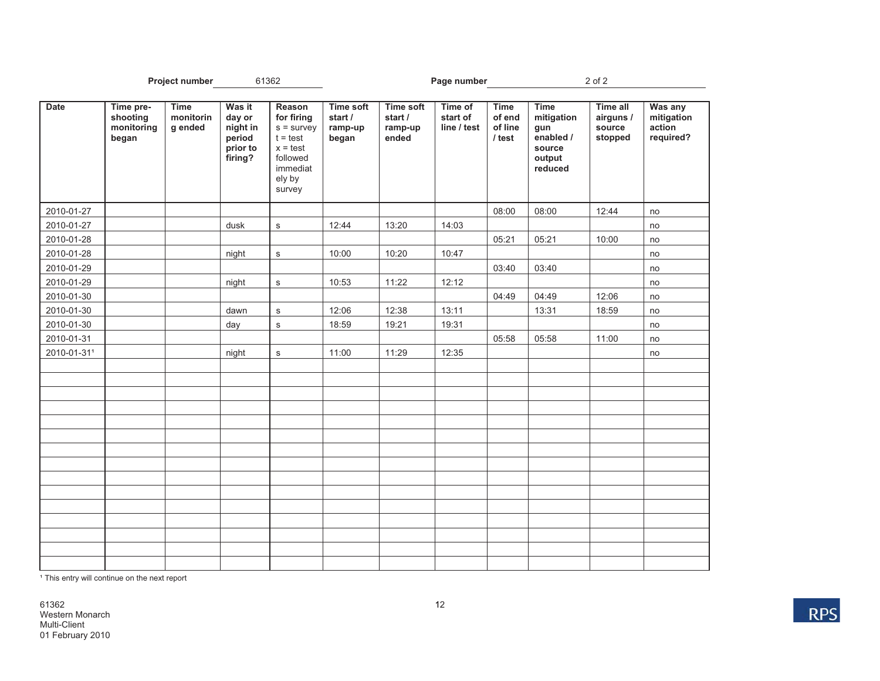**Project number** 61362 **Page number** 2 of 2

| Date | Time pre-shooting monitoring began | Time monitoring ended | Was it day or night in period prior to firing? | Reason for firing s = survey t = test x = test followed immediately by survey | Time soft start / ramp-up began | Time soft start / ramp-up ended | Time of start of line / test | Time of end of line / test | Time mitigation gun enabled / source output reduced | Time all airguns / source stopped | Was any mitigation action required? |
|---|---|---|---|---|---|---|---|---|---|---|---|
| 2010-01-27 | | | | | | | | 08:00 | 08:00 | 12:44 | no |
| 2010-01-27 | | | dusk | s | 12:44 | 13:20 | 14:03 | | | | no |
| 2010-01-28 | | | | | | | | 05:21 | 05:21 | 10:00 | no |
| 2010-01-28 | | | night | s | 10:00 | 10:20 | 10:47 | | | | no |
| 2010-01-29 | | | | | | | | 03:40 | 03:40 | | no |
| 2010-01-29 | | | night | s | 10:53 | 11:22 | 12:12 | | | | no |
| 2010-01-30 | | | | | | | | 04:49 | 04:49 | 12:06 | no |
| 2010-01-30 | | | dawn | s | 12:06 | 12:38 | 13:11 | | 13:31 | 18:59 | no |
| 2010-01-30 | | | day | s | 18:59 | 19:21 | 19:31 | | | | no |
| 2010-01-31 | | | | | | | | 05:58 | 05:58 | 11:00 | no |
| 2010-01-31[1] | | | night | s | 11:00 | 11:29 | 12:35 | | | | no |
| | | | | | | | | | | | |
| | | | | | | | | | | | |
| | | | | | | | | | | | |
| | | | | | | | | | | | |
| | | | | | | | | | | | |
| | | | | | | | | | | | |
| | | | | | | | | | | | |
| | | | | | | | | | | | |
| | | | | | | | | | | | |
| | | | | | | | | | | | |
| | | | | | | | | | | | |
| | | | | | | | | | | | |
| | | | | | | | | | | | |
| | | | | | | | | | | | |
| | | | | | | | | | | | |

[1] This entry will continue on the next report

61362
Western Monarch
Multi-Client
01 February 2010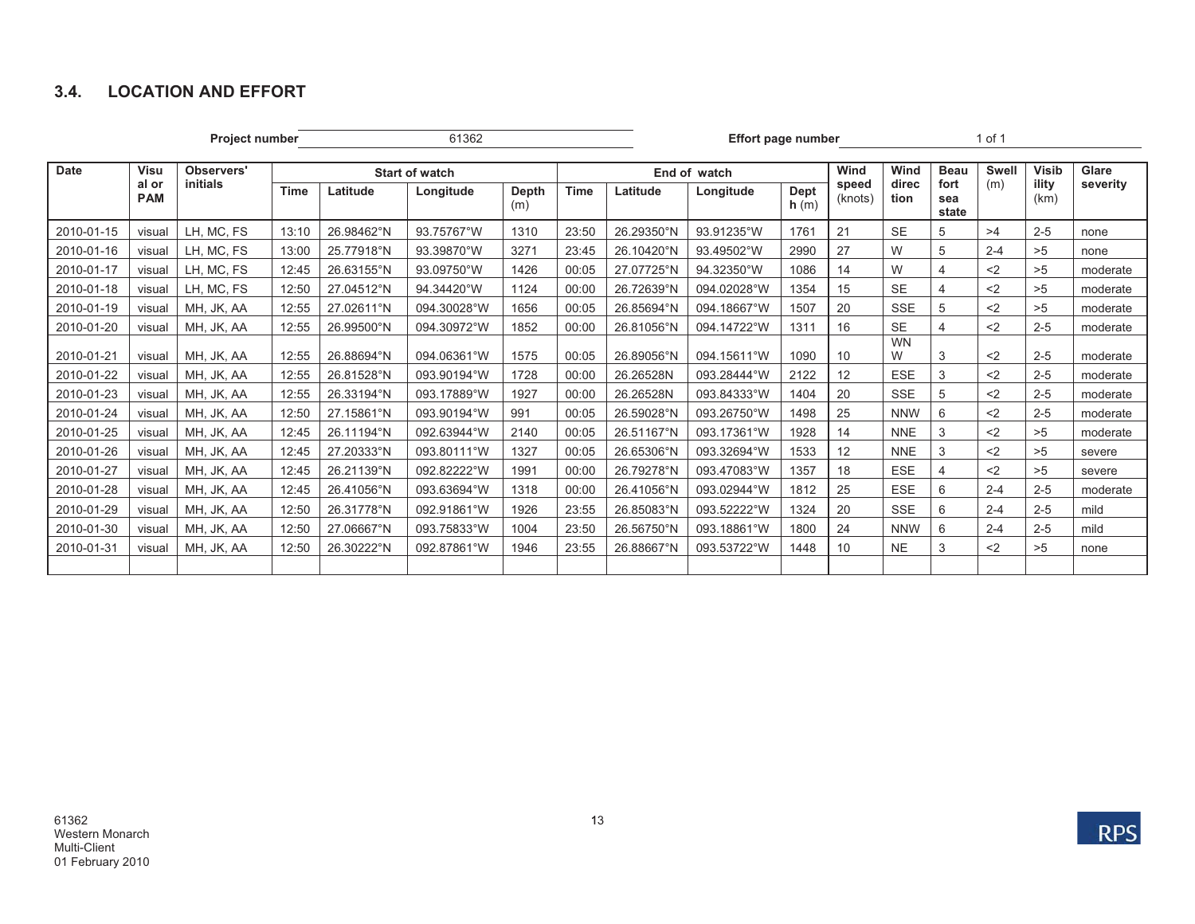### 3.4. LOCATION AND EFFORT

**Project number** 61362 **Effort page number** 1 of 1

| Date | Visual or PAM | Observers' initials | Start of watch | | | | End of watch | | | | Wind speed (knots) | Wind direction | Beaufort sea state | Swell (m) | Visibility (km) | Glare severity |
|---|---|---|---|---|---|---|---|---|---|---|---|---|---|---|---|---|
| | | | Time | Latitude | Longitude | Depth (m) | Time | Latitude | Longitude | Depth (m) | | | | | | |
| 2010-01-15 | visual | LH, MC, FS | 13:10 | 26.98462°N | 93.75767°W | 1310 | 23:50 | 26.29350°N | 93.91235°W | 1761 | 21 | SE | 5 | >4 | 2-5 | none |
| 2010-01-16 | visual | LH, MC, FS | 13:00 | 25.77918°N | 93.39870°W | 3271 | 23:45 | 26.10420°N | 93.49502°W | 2990 | 27 | W | 5 | 2-4 | >5 | none |
| 2010-01-17 | visual | LH, MC, FS | 12:45 | 26.63155°N | 93.09750°W | 1426 | 00:05 | 27.07725°N | 94.32350°W | 1086 | 14 | W | 4 | <2 | >5 | moderate |
| 2010-01-18 | visual | LH, MC, FS | 12:50 | 27.04512°N | 94.34420°W | 1124 | 00:00 | 26.72639°N | 094.02028°W | 1354 | 15 | SE | 4 | <2 | >5 | moderate |
| 2010-01-19 | visual | MH, JK, AA | 12:55 | 27.02611°N | 094.30028°W | 1656 | 00:05 | 26.85694°N | 094.18667°W | 1507 | 20 | SSE | 5 | <2 | >5 | moderate |
| 2010-01-20 | visual | MH, JK, AA | 12:55 | 26.99500°N | 094.30972°W | 1852 | 00:00 | 26.81056°N | 094.14722°W | 1311 | 16 | SE | 4 | <2 | 2-5 | moderate |
| 2010-01-21 | visual | MH, JK, AA | 12:55 | 26.88694°N | 094.06361°W | 1575 | 00:05 | 26.89056°N | 094.15611°W | 1090 | 10 | WNW | 3 | <2 | 2-5 | moderate |
| 2010-01-22 | visual | MH, JK, AA | 12:55 | 26.81528°N | 093.90194°W | 1728 | 00:00 | 26.26528N | 093.28444°W | 2122 | 12 | ESE | 3 | <2 | 2-5 | moderate |
| 2010-01-23 | visual | MH, JK, AA | 12:55 | 26.33194°N | 093.17889°W | 1927 | 00:00 | 26.26528N | 093.84333°W | 1404 | 20 | SSE | 5 | <2 | 2-5 | moderate |
| 2010-01-24 | visual | MH, JK, AA | 12:50 | 27.15861°N | 093.90194°W | 991 | 00:05 | 26.59028°N | 093.26750°W | 1498 | 25 | NNW | 6 | <2 | 2-5 | moderate |
| 2010-01-25 | visual | MH, JK, AA | 12:45 | 26.11194°N | 092.63944°W | 2140 | 00:05 | 26.51167°N | 093.17361°W | 1928 | 14 | NNE | 3 | <2 | >5 | moderate |
| 2010-01-26 | visual | MH, JK, AA | 12:45 | 27.20333°N | 093.80111°W | 1327 | 00:05 | 26.65306°N | 093.32694°W | 1533 | 12 | NNE | 3 | <2 | >5 | severe |
| 2010-01-27 | visual | MH, JK, AA | 12:45 | 26.21139°N | 092.82222°W | 1991 | 00:00 | 26.79278°N | 093.47083°W | 1357 | 18 | ESE | 4 | <2 | >5 | severe |
| 2010-01-28 | visual | MH, JK, AA | 12:45 | 26.41056°N | 093.63694°W | 1318 | 00:00 | 26.41056°N | 093.02944°W | 1812 | 25 | ESE | 6 | 2-4 | 2-5 | moderate |
| 2010-01-29 | visual | MH, JK, AA | 12:50 | 26.31778°N | 092.91861°W | 1926 | 23:55 | 26.85083°N | 093.52222°W | 1324 | 20 | SSE | 6 | 2-4 | 2-5 | mild |
| 2010-01-30 | visual | MH, JK, AA | 12:50 | 27.06667°N | 093.75833°W | 1004 | 23:50 | 26.56750°N | 093.18861°W | 1800 | 24 | NNW | 6 | 2-4 | 2-5 | mild |
| 2010-01-31 | visual | MH, JK, AA | 12:50 | 26.30222°N | 092.87861°W | 1946 | 23:55 | 26.88667°N | 093.53722°W | 1448 | 10 | NE | 3 | <2 | >5 | none |
| | | | | | | | | | | | | | | | | |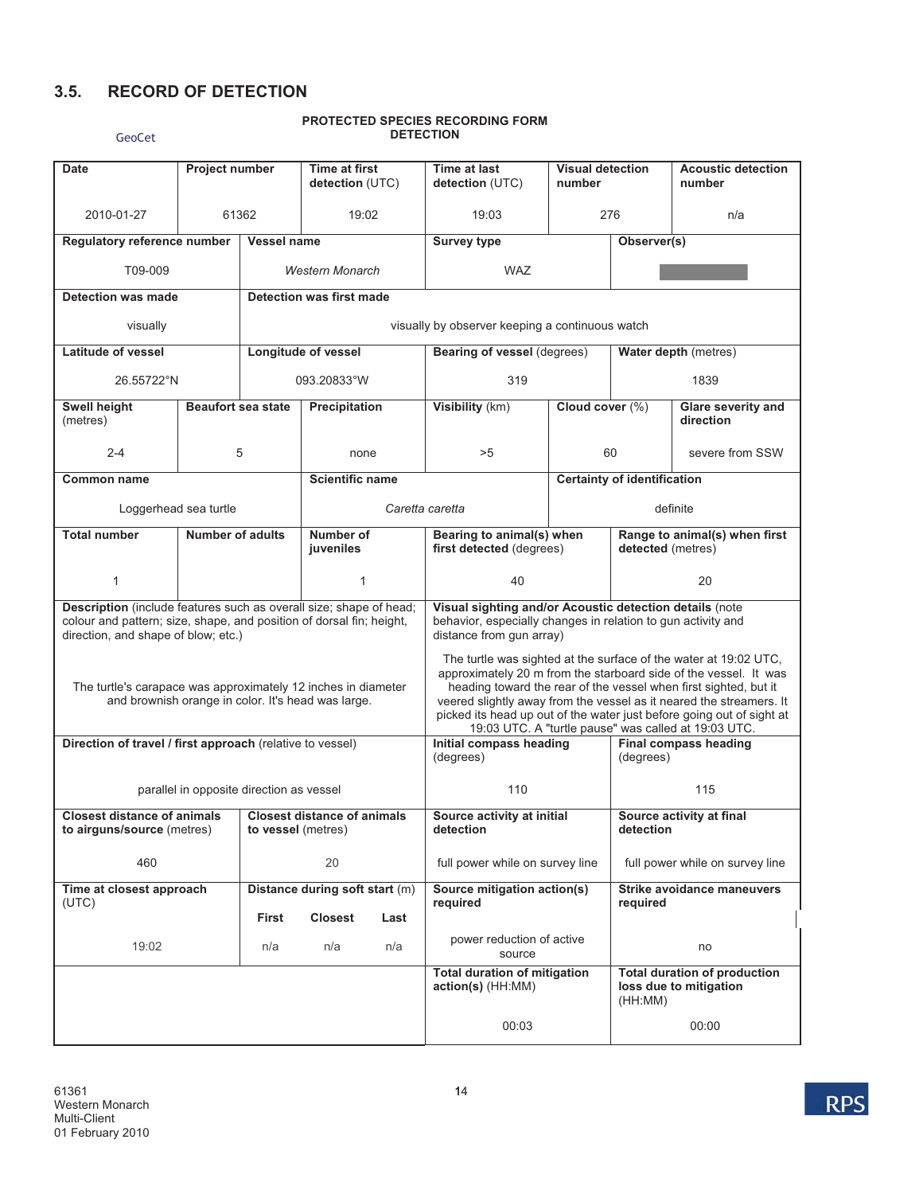## 3.5. RECORD OF DETECTION

GeoCet

**PROTECTED SPECIES RECORDING FORM**
**DETECTION**

| **Date** | **Project number** | **Time at first detection** (UTC) | **Time at last detection** (UTC) | **Visual detection number** | **Acoustic detection number** |
|---|---|---|---|---|---|
| 2010-01-27 | 61362 | 19:02 | 19:03 | 276 | n/a |

| **Regulatory reference number** | **Vessel name** | **Survey type** | **Observer(s)** |
|---|---|---|---|
| T09-009 | *Western Monarch* | WAZ | |

| **Detection was made** | **Detection was first made** |
|---|---|
| visually | visually by observer keeping a continuous watch |

| **Latitude of vessel** | **Longitude of vessel** | **Bearing of vessel** (degrees) | **Water depth** (metres) |
|---|---|---|---|
| 26.55722°N | 093.20833°W | 319 | 1839 |

| **Swell height** (metres) | **Beaufort sea state** | **Precipitation** | **Visibility** (km) | **Cloud cover** (%) | **Glare severity and direction** |
|---|---|---|---|---|---|
| 2-4 | 5 | none | >5 | 60 | severe from SSW |

| **Common name** | **Scientific name** | **Certainty of identification** |
|---|---|---|
| Loggerhead sea turtle | *Caretta caretta* | definite |

| **Total number** | **Number of adults** | **Number of juveniles** | **Bearing to animal(s) when first detected** (degrees) | **Range to animal(s) when first detected** (metres) |
|---|---|---|---|---|
| 1 | | 1 | 40 | 20 |

| **Description** (include features such as overall size; shape of head; colour and pattern; size, shape, and position of dorsal fin; height, direction, and shape of blow; etc.) | **Visual sighting and/or Acoustic detection details** (note behavior, especially changes in relation to gun activity and distance from gun array) |
|---|---|
| The turtle's carapace was approximately 12 inches in diameter and brownish orange in color. It's head was large. | The turtle was sighted at the surface of the water at 19:02 UTC, approximately 20 m from the starboard side of the vessel. It was heading toward the rear of the vessel when first sighted, but it veered slightly away from the vessel as it neared the streamers. It picked its head up out of the water just before going out of sight at 19:03 UTC. A "turtle pause" was called at 19:03 UTC. |

| **Direction of travel / first approach** (relative to vessel) | **Initial compass heading** (degrees) | **Final compass heading** (degrees) |
|---|---|---|
| parallel in opposite direction as vessel | 110 | 115 |

| **Closest distance of animals to airguns/source** (metres) | **Closest distance of animals to vessel** (metres) | **Source activity at initial detection** | **Source activity at final detection** |
|---|---|---|---|
| 460 | 20 | full power while on survey line | full power while on survey line |

| **Time at closest approach** (UTC) | **Distance during soft start** (m) | | | **Source mitigation action(s) required** | **Strike avoidance maneuvers required** |
|---|---|---|---|---|---|
| | **First** | **Closest** | **Last** | | |
| 19:02 | n/a | n/a | n/a | power reduction of active source | no |

| | **Total duration of mitigation action(s)** (HH:MM) | **Total duration of production loss due to mitigation** (HH:MM) |
|---|---|---|
| | 00:03 | 00:00 |

61361
Western Monarch
Multi-Client
01 February 2010